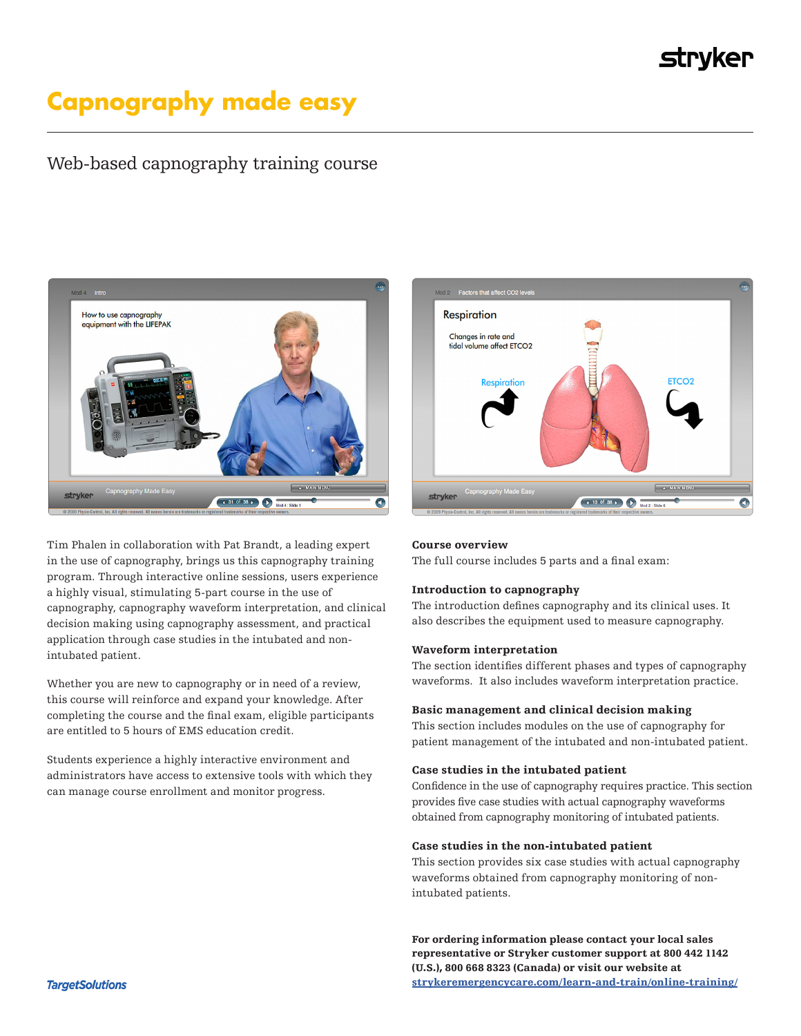# Capnography made easy

## Web-based capnography training course

Tim Phalen in collaboration with Pat Brandt, a leading expert in the use of capnography, brings us this capnography training program. Through interactive online sessions, users experience a highly visual, stimulating 5-part course in the use of capnography, capnography waveform interpretation, and clinical decision making using capnography assessment, and practical application through case studies in the intubated and non-intubated patient.

Whether you are new to capnography or in need of a review, this course will reinforce and expand your knowledge. After completing the course and the final exam, eligible participants are entitled to 5 hours of EMS education credit.

Students experience a highly interactive environment and administrators have access to extensive tools with which they can manage course enrollment and monitor progress.

**Course overview**
The full course includes 5 parts and a final exam:

**Introduction to capnography**
The introduction defines capnography and its clinical uses. It also describes the equipment used to measure capnography.

**Waveform interpretation**
The section identifies different phases and types of capnography waveforms. It also includes waveform interpretation practice.

**Basic management and clinical decision making**
This section includes modules on the use of capnography for patient management of the intubated and non-intubated patient.

**Case studies in the intubated patient**
Confidence in the use of capnography requires practice. This section provides five case studies with actual capnography waveforms obtained from capnography monitoring of intubated patients.

**Case studies in the non-intubated patient**
This section provides six case studies with actual capnography waveforms obtained from capnography monitoring of non-intubated patients.

**For ordering information please contact your local sales representative or Stryker customer support at 800 442 1142 (U.S.), 800 668 8323 (Canada) or visit our website at [strykeremergencycare.com/learn-and-train/online-training/](strykeremergencycare.com/learn-and-train/online-training/)**

TargetSolutions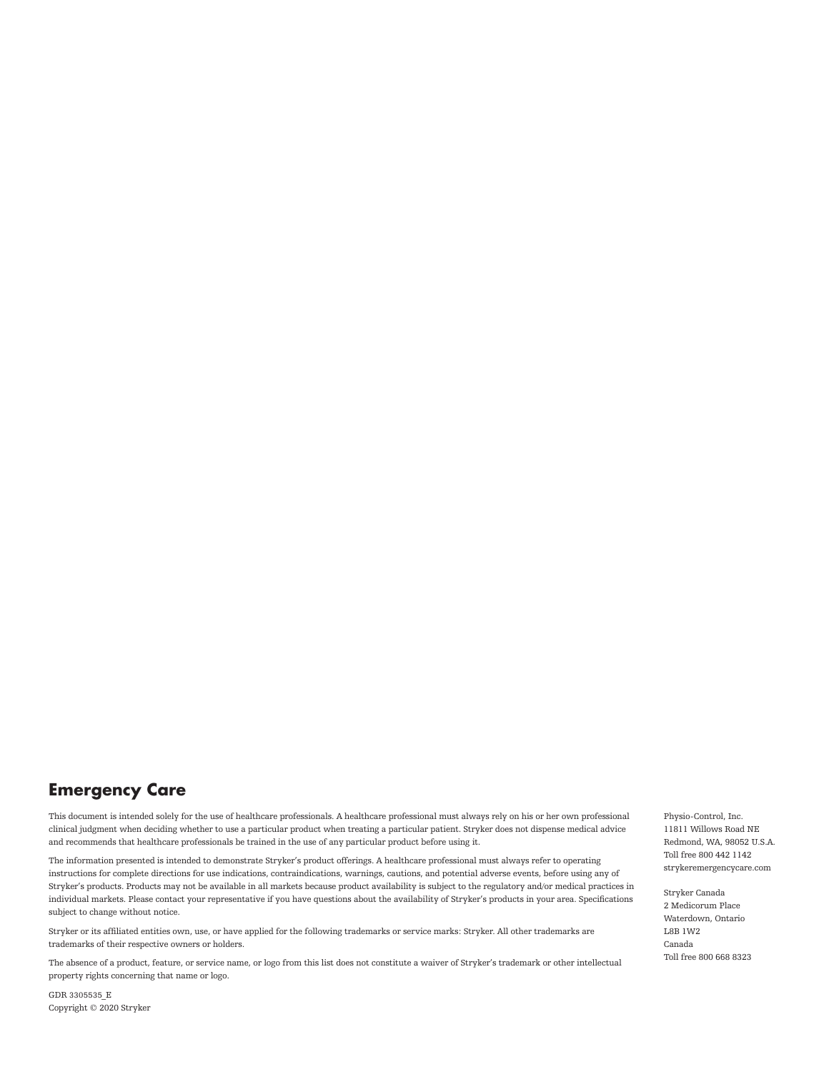## Emergency Care

This document is intended solely for the use of healthcare professionals. A healthcare professional must always rely on his or her own professional clinical judgment when deciding whether to use a particular product when treating a particular patient. Stryker does not dispense medical advice and recommends that healthcare professionals be trained in the use of any particular product before using it.

The information presented is intended to demonstrate Stryker's product offerings. A healthcare professional must always refer to operating instructions for complete directions for use indications, contraindications, warnings, cautions, and potential adverse events, before using any of Stryker's products. Products may not be available in all markets because product availability is subject to the regulatory and/or medical practices in individual markets. Please contact your representative if you have questions about the availability of Stryker's products in your area. Specifications subject to change without notice.

Stryker or its affiliated entities own, use, or have applied for the following trademarks or service marks: Stryker. All other trademarks are trademarks of their respective owners or holders.

The absence of a product, feature, or service name, or logo from this list does not constitute a waiver of Stryker's trademark or other intellectual property rights concerning that name or logo.

GDR 3305535_E
Copyright © 2020 Stryker

Physio-Control, Inc.
11811 Willows Road NE
Redmond, WA, 98052 U.S.A.
Toll free 800 442 1142
strykeremergencycare.com

Stryker Canada
2 Medicorum Place
Waterdown, Ontario
L8B 1W2
Canada
Toll free 800 668 8323